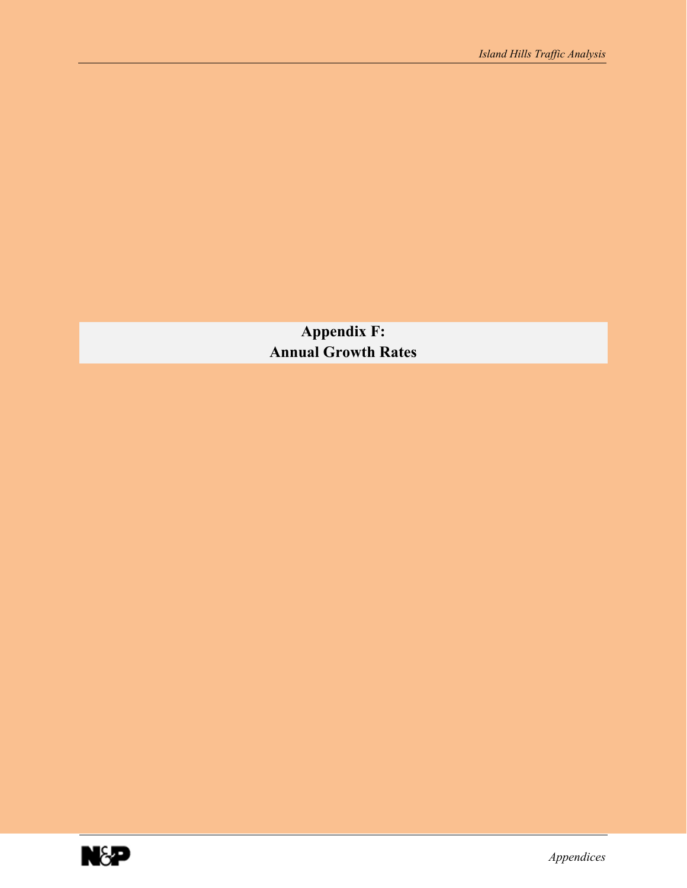# Appendix F:
# Annual Growth Rates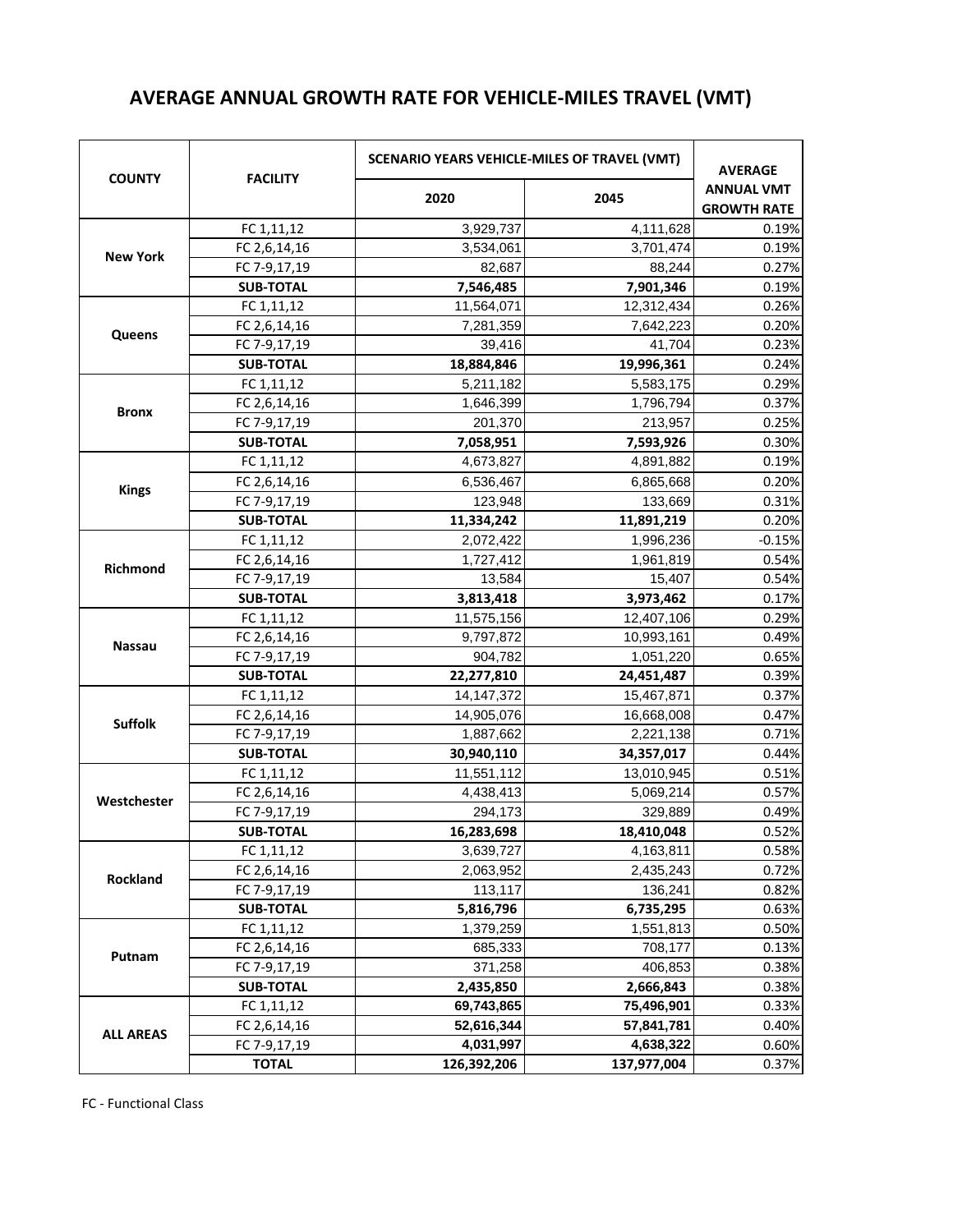# AVERAGE ANNUAL GROWTH RATE FOR VEHICLE-MILES TRAVEL (VMT)

| COUNTY | FACILITY | SCENARIO YEARS VEHICLE-MILES OF TRAVEL (VMT) | | AVERAGE ANNUAL VMT GROWTH RATE |
|---|---|---|---|---|
| | | 2020 | 2045 | |
| New York | FC 1,11,12 | 3,929,737 | 4,111,628 | 0.19% |
| | FC 2,6,14,16 | 3,534,061 | 3,701,474 | 0.19% |
| | FC 7-9,17,19 | 82,687 | 88,244 | 0.27% |
| | **SUB-TOTAL** | **7,546,485** | **7,901,346** | 0.19% |
| Queens | FC 1,11,12 | 11,564,071 | 12,312,434 | 0.26% |
| | FC 2,6,14,16 | 7,281,359 | 7,642,223 | 0.20% |
| | FC 7-9,17,19 | 39,416 | 41,704 | 0.23% |
| | **SUB-TOTAL** | **18,884,846** | **19,996,361** | 0.24% |
| Bronx | FC 1,11,12 | 5,211,182 | 5,583,175 | 0.29% |
| | FC 2,6,14,16 | 1,646,399 | 1,796,794 | 0.37% |
| | FC 7-9,17,19 | 201,370 | 213,957 | 0.25% |
| | **SUB-TOTAL** | **7,058,951** | **7,593,926** | 0.30% |
| Kings | FC 1,11,12 | 4,673,827 | 4,891,882 | 0.19% |
| | FC 2,6,14,16 | 6,536,467 | 6,865,668 | 0.20% |
| | FC 7-9,17,19 | 123,948 | 133,669 | 0.31% |
| | **SUB-TOTAL** | **11,334,242** | **11,891,219** | 0.20% |
| Richmond | FC 1,11,12 | 2,072,422 | 1,996,236 | -0.15% |
| | FC 2,6,14,16 | 1,727,412 | 1,961,819 | 0.54% |
| | FC 7-9,17,19 | 13,584 | 15,407 | 0.54% |
| | **SUB-TOTAL** | **3,813,418** | **3,973,462** | 0.17% |
| Nassau | FC 1,11,12 | 11,575,156 | 12,407,106 | 0.29% |
| | FC 2,6,14,16 | 9,797,872 | 10,993,161 | 0.49% |
| | FC 7-9,17,19 | 904,782 | 1,051,220 | 0.65% |
| | **SUB-TOTAL** | **22,277,810** | **24,451,487** | 0.39% |
| Suffolk | FC 1,11,12 | 14,147,372 | 15,467,871 | 0.37% |
| | FC 2,6,14,16 | 14,905,076 | 16,668,008 | 0.47% |
| | FC 7-9,17,19 | 1,887,662 | 2,221,138 | 0.71% |
| | **SUB-TOTAL** | **30,940,110** | **34,357,017** | 0.44% |
| Westchester | FC 1,11,12 | 11,551,112 | 13,010,945 | 0.51% |
| | FC 2,6,14,16 | 4,438,413 | 5,069,214 | 0.57% |
| | FC 7-9,17,19 | 294,173 | 329,889 | 0.49% |
| | **SUB-TOTAL** | **16,283,698** | **18,410,048** | 0.52% |
| Rockland | FC 1,11,12 | 3,639,727 | 4,163,811 | 0.58% |
| | FC 2,6,14,16 | 2,063,952 | 2,435,243 | 0.72% |
| | FC 7-9,17,19 | 113,117 | 136,241 | 0.82% |
| | **SUB-TOTAL** | **5,816,796** | **6,735,295** | 0.63% |
| Putnam | FC 1,11,12 | 1,379,259 | 1,551,813 | 0.50% |
| | FC 2,6,14,16 | 685,333 | 708,177 | 0.13% |
| | FC 7-9,17,19 | 371,258 | 406,853 | 0.38% |
| | **SUB-TOTAL** | **2,435,850** | **2,666,843** | 0.38% |
| ALL AREAS | FC 1,11,12 | **69,743,865** | **75,496,901** | 0.33% |
| | FC 2,6,14,16 | **52,616,344** | **57,841,781** | 0.40% |
| | FC 7-9,17,19 | **4,031,997** | **4,638,322** | 0.60% |
| | **TOTAL** | **126,392,206** | **137,977,004** | 0.37% |

FC - Functional Class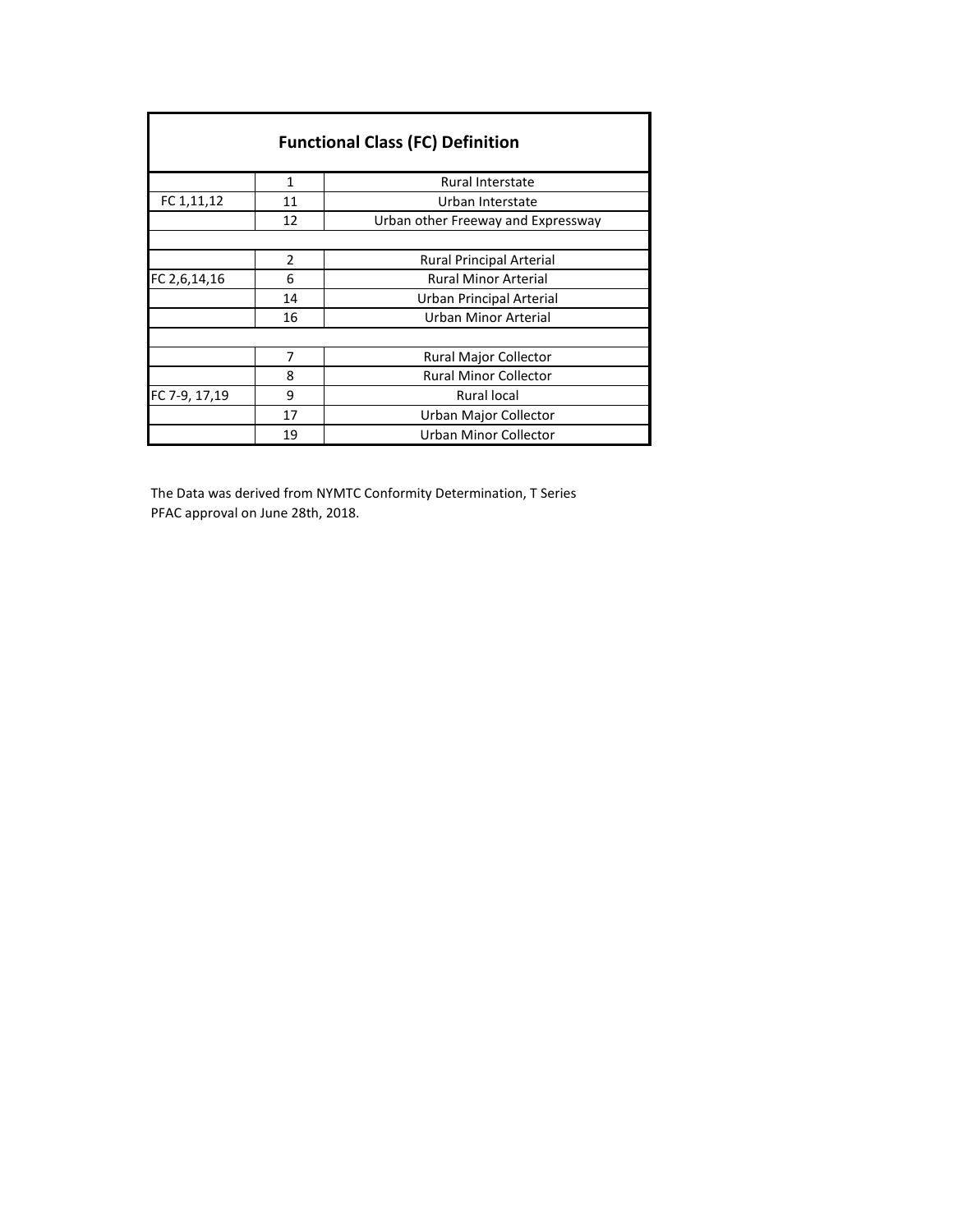| Functional Class (FC) Definition | | |
|---|---|---|
| | 1 | Rural Interstate |
| FC 1,11,12 | 11 | Urban Interstate |
| | 12 | Urban other Freeway and Expressway |
| | | |
| | 2 | Rural Principal Arterial |
| FC 2,6,14,16 | 6 | Rural Minor Arterial |
| | 14 | Urban Principal Arterial |
| | 16 | Urban Minor Arterial |
| | | |
| | 7 | Rural Major Collector |
| | 8 | Rural Minor Collector |
| FC 7-9, 17,19 | 9 | Rural local |
| | 17 | Urban Major Collector |
| | 19 | Urban Minor Collector |

The Data was derived from NYMTC Conformity Determination, T Series
PFAC approval on June 28th, 2018.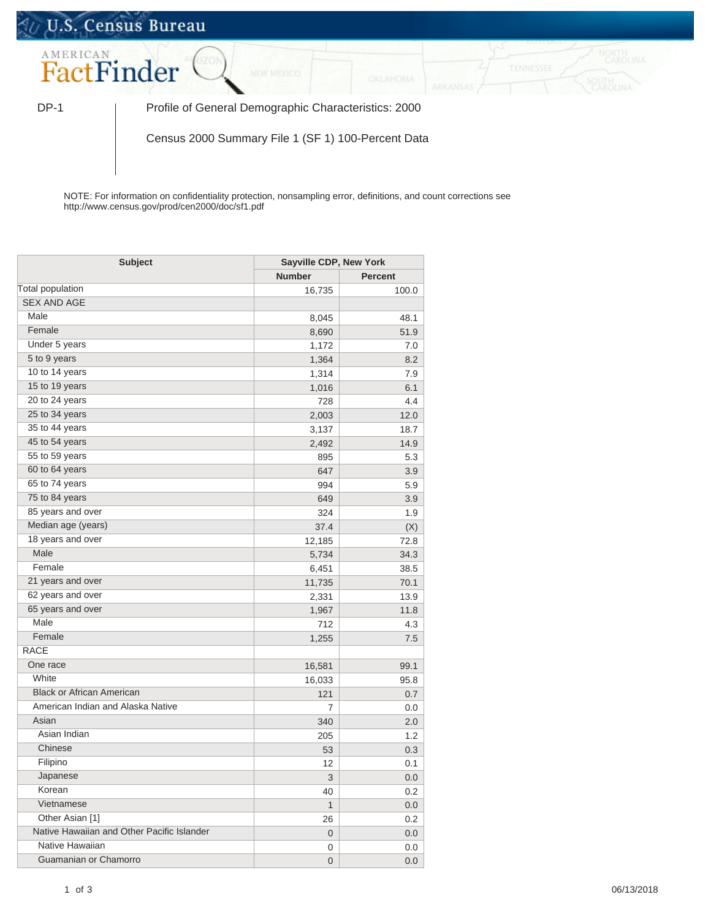U.S. Census Bureau

AMERICAN FactFinder

DP-1 | Profile of General Demographic Characteristics: 2000

Census 2000 Summary File 1 (SF 1) 100-Percent Data

NOTE: For information on confidentiality protection, nonsampling error, definitions, and count corrections see http://www.census.gov/prod/cen2000/doc/sf1.pdf

| Subject | Sayville CDP, New York | |
|---|---|---|
| | Number | Percent |
| Total population | 16,735 | 100.0 |
| SEX AND AGE | | |
| Male | 8,045 | 48.1 |
| Female | 8,690 | 51.9 |
| Under 5 years | 1,172 | 7.0 |
| 5 to 9 years | 1,364 | 8.2 |
| 10 to 14 years | 1,314 | 7.9 |
| 15 to 19 years | 1,016 | 6.1 |
| 20 to 24 years | 728 | 4.4 |
| 25 to 34 years | 2,003 | 12.0 |
| 35 to 44 years | 3,137 | 18.7 |
| 45 to 54 years | 2,492 | 14.9 |
| 55 to 59 years | 895 | 5.3 |
| 60 to 64 years | 647 | 3.9 |
| 65 to 74 years | 994 | 5.9 |
| 75 to 84 years | 649 | 3.9 |
| 85 years and over | 324 | 1.9 |
| Median age (years) | 37.4 | (X) |
| 18 years and over | 12,185 | 72.8 |
| Male | 5,734 | 34.3 |
| Female | 6,451 | 38.5 |
| 21 years and over | 11,735 | 70.1 |
| 62 years and over | 2,331 | 13.9 |
| 65 years and over | 1,967 | 11.8 |
| Male | 712 | 4.3 |
| Female | 1,255 | 7.5 |
| RACE | | |
| One race | 16,581 | 99.1 |
| White | 16,033 | 95.8 |
| Black or African American | 121 | 0.7 |
| American Indian and Alaska Native | 7 | 0.0 |
| Asian | 340 | 2.0 |
| Asian Indian | 205 | 1.2 |
| Chinese | 53 | 0.3 |
| Filipino | 12 | 0.1 |
| Japanese | 3 | 0.0 |
| Korean | 40 | 0.2 |
| Vietnamese | 1 | 0.0 |
| Other Asian [1] | 26 | 0.2 |
| Native Hawaiian and Other Pacific Islander | 0 | 0.0 |
| Native Hawaiian | 0 | 0.0 |
| Guamanian or Chamorro | 0 | 0.0 |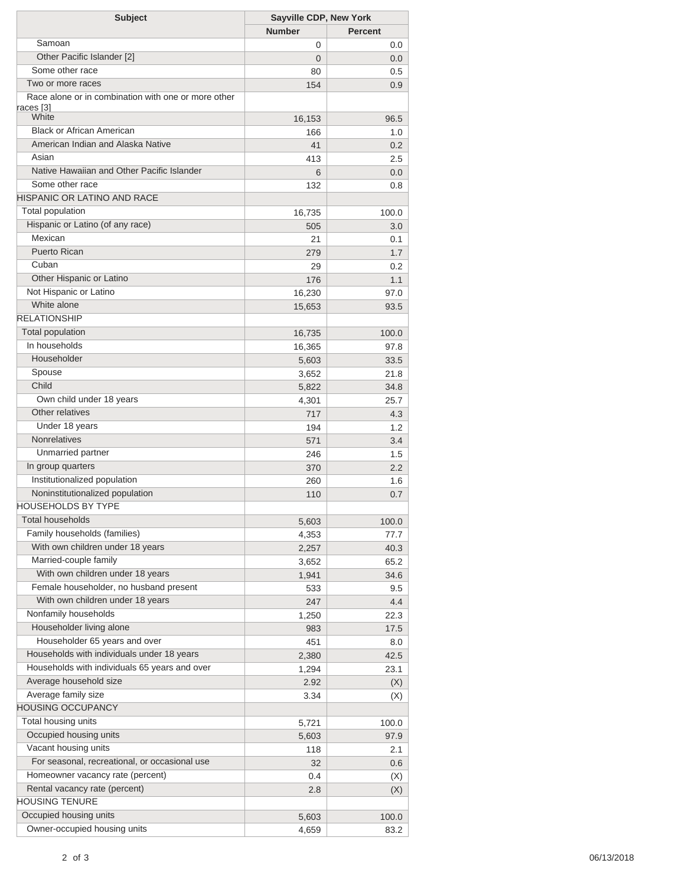| Subject | Sayville CDP, New York | |
|---|---|---|
| | Number | Percent |
| Samoan | 0 | 0.0 |
| Other Pacific Islander [2] | 0 | 0.0 |
| Some other race | 80 | 0.5 |
| Two or more races | 154 | 0.9 |
| Race alone or in combination with one or more other races [3] | | |
| White | 16,153 | 96.5 |
| Black or African American | 166 | 1.0 |
| American Indian and Alaska Native | 41 | 0.2 |
| Asian | 413 | 2.5 |
| Native Hawaiian and Other Pacific Islander | 6 | 0.0 |
| Some other race | 132 | 0.8 |
| HISPANIC OR LATINO AND RACE | | |
| Total population | 16,735 | 100.0 |
| Hispanic or Latino (of any race) | 505 | 3.0 |
| Mexican | 21 | 0.1 |
| Puerto Rican | 279 | 1.7 |
| Cuban | 29 | 0.2 |
| Other Hispanic or Latino | 176 | 1.1 |
| Not Hispanic or Latino | 16,230 | 97.0 |
| White alone | 15,653 | 93.5 |
| RELATIONSHIP | | |
| Total population | 16,735 | 100.0 |
| In households | 16,365 | 97.8 |
| Householder | 5,603 | 33.5 |
| Spouse | 3,652 | 21.8 |
| Child | 5,822 | 34.8 |
| Own child under 18 years | 4,301 | 25.7 |
| Other relatives | 717 | 4.3 |
| Under 18 years | 194 | 1.2 |
| Nonrelatives | 571 | 3.4 |
| Unmarried partner | 246 | 1.5 |
| In group quarters | 370 | 2.2 |
| Institutionalized population | 260 | 1.6 |
| Noninstitutionalized population | 110 | 0.7 |
| HOUSEHOLDS BY TYPE | | |
| Total households | 5,603 | 100.0 |
| Family households (families) | 4,353 | 77.7 |
| With own children under 18 years | 2,257 | 40.3 |
| Married-couple family | 3,652 | 65.2 |
| With own children under 18 years | 1,941 | 34.6 |
| Female householder, no husband present | 533 | 9.5 |
| With own children under 18 years | 247 | 4.4 |
| Nonfamily households | 1,250 | 22.3 |
| Householder living alone | 983 | 17.5 |
| Householder 65 years and over | 451 | 8.0 |
| Households with individuals under 18 years | 2,380 | 42.5 |
| Households with individuals 65 years and over | 1,294 | 23.1 |
| Average household size | 2.92 | (X) |
| Average family size | 3.34 | (X) |
| HOUSING OCCUPANCY | | |
| Total housing units | 5,721 | 100.0 |
| Occupied housing units | 5,603 | 97.9 |
| Vacant housing units | 118 | 2.1 |
| For seasonal, recreational, or occasional use | 32 | 0.6 |
| Homeowner vacancy rate (percent) | 0.4 | (X) |
| Rental vacancy rate (percent) | 2.8 | (X) |
| HOUSING TENURE | | |
| Occupied housing units | 5,603 | 100.0 |
| Owner-occupied housing units | 4,659 | 83.2 |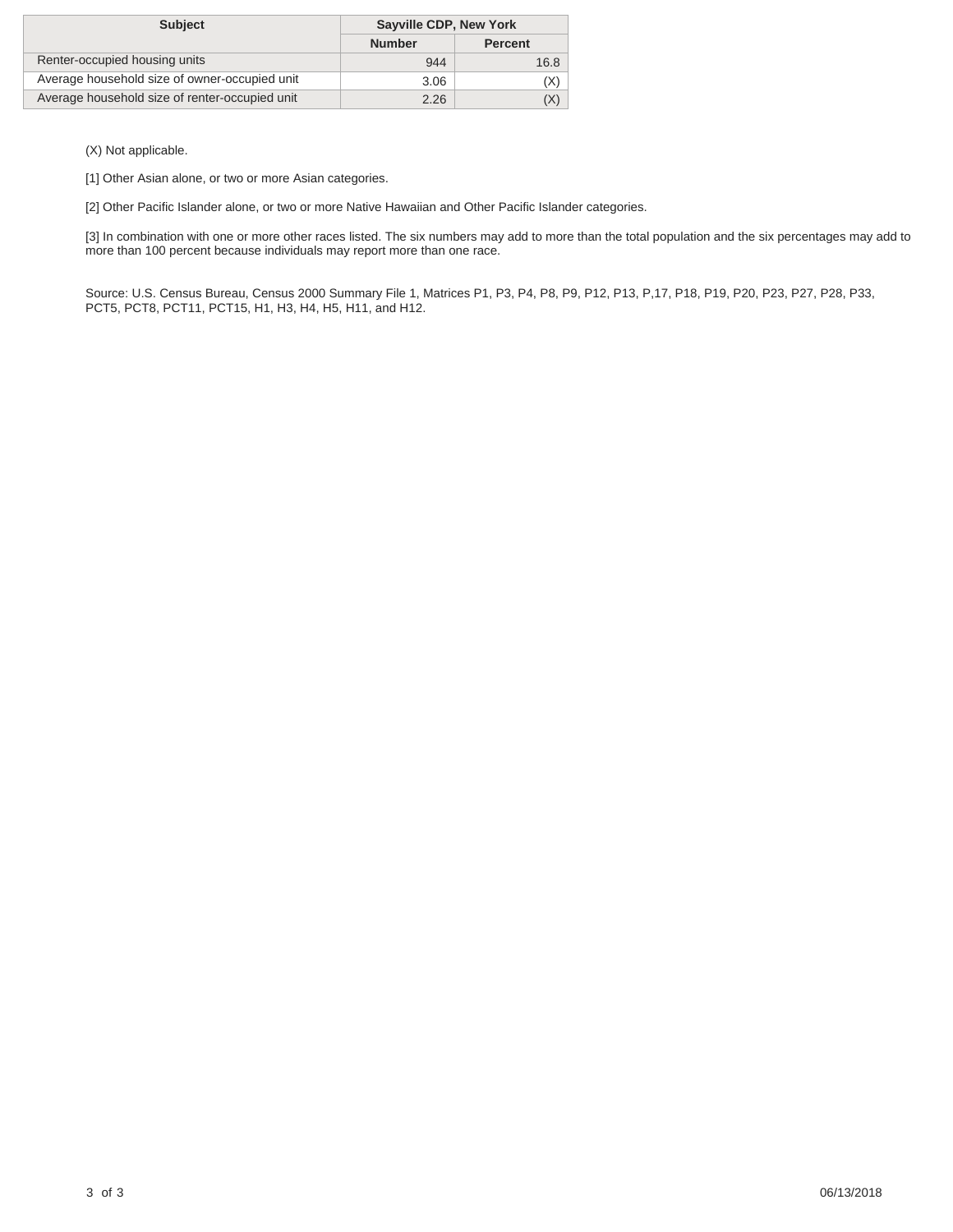| Subject | Sayville CDP, New York | |
|---|---|---|
| | Number | Percent |
| Renter-occupied housing units | 944 | 16.8 |
| Average household size of owner-occupied unit | 3.06 | (X) |
| Average household size of renter-occupied unit | 2.26 | (X) |

(X) Not applicable.

[1] Other Asian alone, or two or more Asian categories.

[2] Other Pacific Islander alone, or two or more Native Hawaiian and Other Pacific Islander categories.

[3] In combination with one or more other races listed. The six numbers may add to more than the total population and the six percentages may add to more than 100 percent because individuals may report more than one race.

Source: U.S. Census Bureau, Census 2000 Summary File 1, Matrices P1, P3, P4, P8, P9, P12, P13, P,17, P18, P19, P20, P23, P27, P28, P33, PCT5, PCT8, PCT11, PCT15, H1, H3, H4, H5, H11, and H12.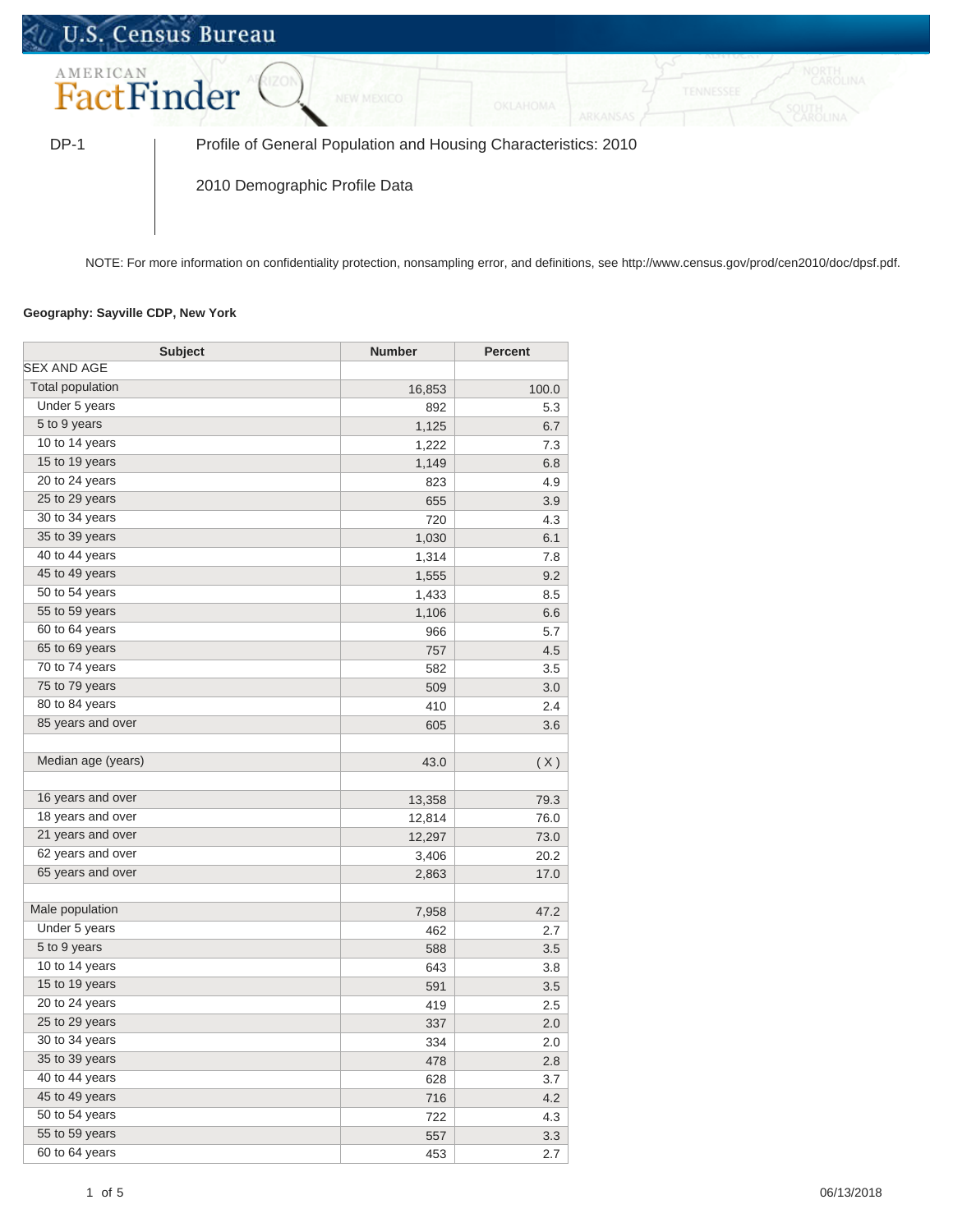U.S. Census Bureau

AMERICAN FactFinder

DP-1 | Profile of General Population and Housing Characteristics: 2010

2010 Demographic Profile Data

NOTE: For more information on confidentiality protection, nonsampling error, and definitions, see http://www.census.gov/prod/cen2010/doc/dpsf.pdf.

**Geography: Sayville CDP, New York**

| Subject | Number | Percent |
|---|---|---|
| SEX AND AGE | | |
| Total population | 16,853 | 100.0 |
| Under 5 years | 892 | 5.3 |
| 5 to 9 years | 1,125 | 6.7 |
| 10 to 14 years | 1,222 | 7.3 |
| 15 to 19 years | 1,149 | 6.8 |
| 20 to 24 years | 823 | 4.9 |
| 25 to 29 years | 655 | 3.9 |
| 30 to 34 years | 720 | 4.3 |
| 35 to 39 years | 1,030 | 6.1 |
| 40 to 44 years | 1,314 | 7.8 |
| 45 to 49 years | 1,555 | 9.2 |
| 50 to 54 years | 1,433 | 8.5 |
| 55 to 59 years | 1,106 | 6.6 |
| 60 to 64 years | 966 | 5.7 |
| 65 to 69 years | 757 | 4.5 |
| 70 to 74 years | 582 | 3.5 |
| 75 to 79 years | 509 | 3.0 |
| 80 to 84 years | 410 | 2.4 |
| 85 years and over | 605 | 3.6 |
| | | |
| Median age (years) | 43.0 | ( X ) |
| | | |
| 16 years and over | 13,358 | 79.3 |
| 18 years and over | 12,814 | 76.0 |
| 21 years and over | 12,297 | 73.0 |
| 62 years and over | 3,406 | 20.2 |
| 65 years and over | 2,863 | 17.0 |
| | | |
| Male population | 7,958 | 47.2 |
| Under 5 years | 462 | 2.7 |
| 5 to 9 years | 588 | 3.5 |
| 10 to 14 years | 643 | 3.8 |
| 15 to 19 years | 591 | 3.5 |
| 20 to 24 years | 419 | 2.5 |
| 25 to 29 years | 337 | 2.0 |
| 30 to 34 years | 334 | 2.0 |
| 35 to 39 years | 478 | 2.8 |
| 40 to 44 years | 628 | 3.7 |
| 45 to 49 years | 716 | 4.2 |
| 50 to 54 years | 722 | 4.3 |
| 55 to 59 years | 557 | 3.3 |
| 60 to 64 years | 453 | 2.7 |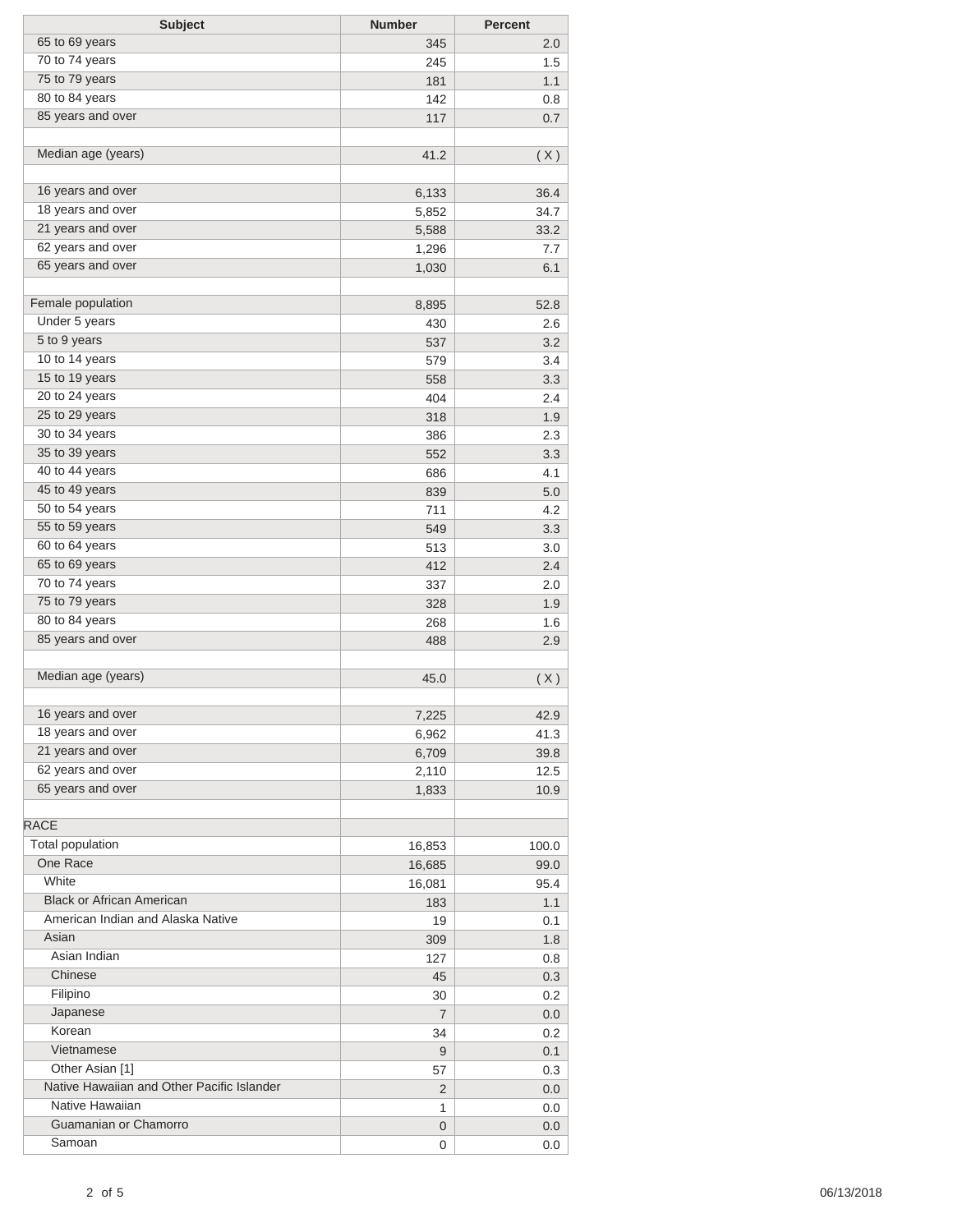| Subject | Number | Percent |
|---|---|---|
| 65 to 69 years | 345 | 2.0 |
| 70 to 74 years | 245 | 1.5 |
| 75 to 79 years | 181 | 1.1 |
| 80 to 84 years | 142 | 0.8 |
| 85 years and over | 117 | 0.7 |
| | | |
| Median age (years) | 41.2 | ( X ) |
| | | |
| 16 years and over | 6,133 | 36.4 |
| 18 years and over | 5,852 | 34.7 |
| 21 years and over | 5,588 | 33.2 |
| 62 years and over | 1,296 | 7.7 |
| 65 years and over | 1,030 | 6.1 |
| | | |
| Female population | 8,895 | 52.8 |
| Under 5 years | 430 | 2.6 |
| 5 to 9 years | 537 | 3.2 |
| 10 to 14 years | 579 | 3.4 |
| 15 to 19 years | 558 | 3.3 |
| 20 to 24 years | 404 | 2.4 |
| 25 to 29 years | 318 | 1.9 |
| 30 to 34 years | 386 | 2.3 |
| 35 to 39 years | 552 | 3.3 |
| 40 to 44 years | 686 | 4.1 |
| 45 to 49 years | 839 | 5.0 |
| 50 to 54 years | 711 | 4.2 |
| 55 to 59 years | 549 | 3.3 |
| 60 to 64 years | 513 | 3.0 |
| 65 to 69 years | 412 | 2.4 |
| 70 to 74 years | 337 | 2.0 |
| 75 to 79 years | 328 | 1.9 |
| 80 to 84 years | 268 | 1.6 |
| 85 years and over | 488 | 2.9 |
| | | |
| Median age (years) | 45.0 | ( X ) |
| | | |
| 16 years and over | 7,225 | 42.9 |
| 18 years and over | 6,962 | 41.3 |
| 21 years and over | 6,709 | 39.8 |
| 62 years and over | 2,110 | 12.5 |
| 65 years and over | 1,833 | 10.9 |
| | | |
| RACE | | |
| Total population | 16,853 | 100.0 |
| One Race | 16,685 | 99.0 |
| White | 16,081 | 95.4 |
| Black or African American | 183 | 1.1 |
| American Indian and Alaska Native | 19 | 0.1 |
| Asian | 309 | 1.8 |
| Asian Indian | 127 | 0.8 |
| Chinese | 45 | 0.3 |
| Filipino | 30 | 0.2 |
| Japanese | 7 | 0.0 |
| Korean | 34 | 0.2 |
| Vietnamese | 9 | 0.1 |
| Other Asian [1] | 57 | 0.3 |
| Native Hawaiian and Other Pacific Islander | 2 | 0.0 |
| Native Hawaiian | 1 | 0.0 |
| Guamanian or Chamorro | 0 | 0.0 |
| Samoan | 0 | 0.0 |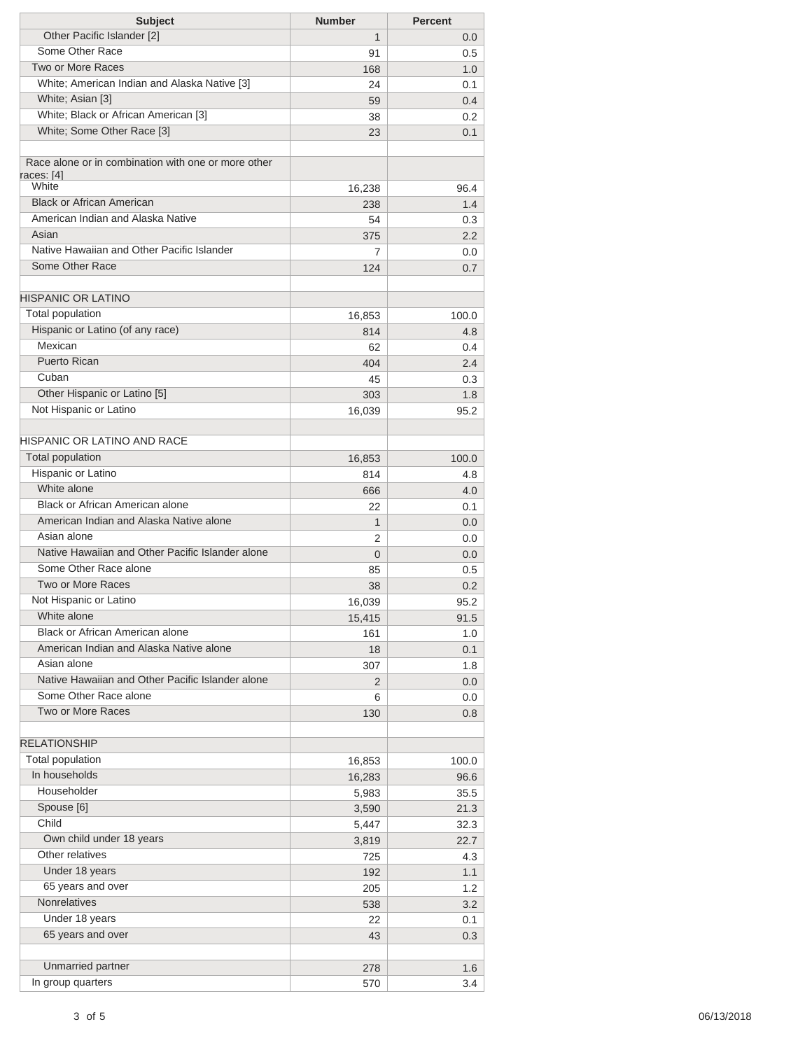| Subject | Number | Percent |
|---|---|---|
| Other Pacific Islander [2] | 1 | 0.0 |
| Some Other Race | 91 | 0.5 |
| Two or More Races | 168 | 1.0 |
| White; American Indian and Alaska Native [3] | 24 | 0.1 |
| White; Asian [3] | 59 | 0.4 |
| White; Black or African American [3] | 38 | 0.2 |
| White; Some Other Race [3] | 23 | 0.1 |
| | | |
| Race alone or in combination with one or more other races: [4] | | |
| White | 16,238 | 96.4 |
| Black or African American | 238 | 1.4 |
| American Indian and Alaska Native | 54 | 0.3 |
| Asian | 375 | 2.2 |
| Native Hawaiian and Other Pacific Islander | 7 | 0.0 |
| Some Other Race | 124 | 0.7 |
| | | |
| HISPANIC OR LATINO | | |
| Total population | 16,853 | 100.0 |
| Hispanic or Latino (of any race) | 814 | 4.8 |
| Mexican | 62 | 0.4 |
| Puerto Rican | 404 | 2.4 |
| Cuban | 45 | 0.3 |
| Other Hispanic or Latino [5] | 303 | 1.8 |
| Not Hispanic or Latino | 16,039 | 95.2 |
| | | |
| HISPANIC OR LATINO AND RACE | | |
| Total population | 16,853 | 100.0 |
| Hispanic or Latino | 814 | 4.8 |
| White alone | 666 | 4.0 |
| Black or African American alone | 22 | 0.1 |
| American Indian and Alaska Native alone | 1 | 0.0 |
| Asian alone | 2 | 0.0 |
| Native Hawaiian and Other Pacific Islander alone | 0 | 0.0 |
| Some Other Race alone | 85 | 0.5 |
| Two or More Races | 38 | 0.2 |
| Not Hispanic or Latino | 16,039 | 95.2 |
| White alone | 15,415 | 91.5 |
| Black or African American alone | 161 | 1.0 |
| American Indian and Alaska Native alone | 18 | 0.1 |
| Asian alone | 307 | 1.8 |
| Native Hawaiian and Other Pacific Islander alone | 2 | 0.0 |
| Some Other Race alone | 6 | 0.0 |
| Two or More Races | 130 | 0.8 |
| | | |
| RELATIONSHIP | | |
| Total population | 16,853 | 100.0 |
| In households | 16,283 | 96.6 |
| Householder | 5,983 | 35.5 |
| Spouse [6] | 3,590 | 21.3 |
| Child | 5,447 | 32.3 |
| Own child under 18 years | 3,819 | 22.7 |
| Other relatives | 725 | 4.3 |
| Under 18 years | 192 | 1.1 |
| 65 years and over | 205 | 1.2 |
| Nonrelatives | 538 | 3.2 |
| Under 18 years | 22 | 0.1 |
| 65 years and over | 43 | 0.3 |
| | | |
| Unmarried partner | 278 | 1.6 |
| In group quarters | 570 | 3.4 |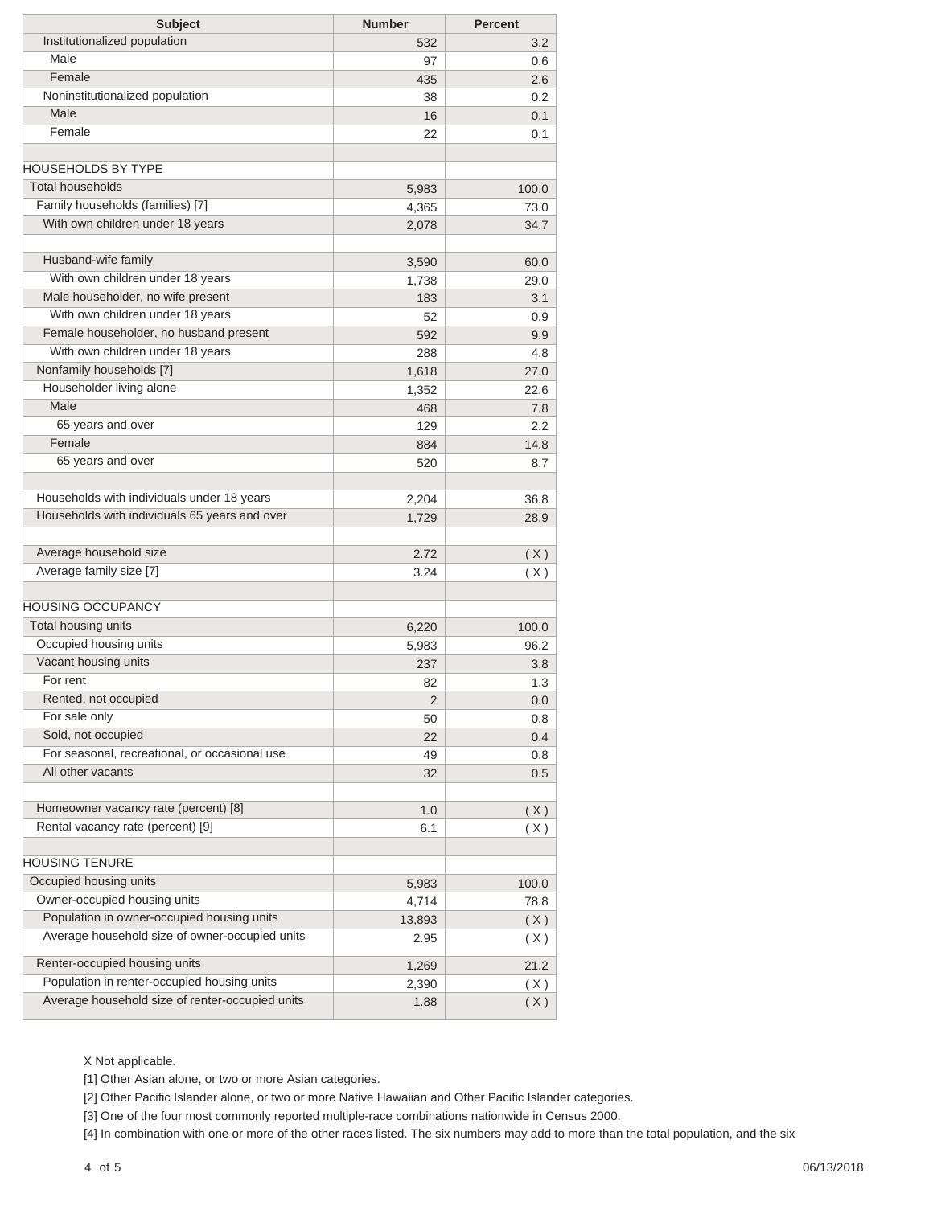| Subject | Number | Percent |
|---|---|---|
| Institutionalized population | 532 | 3.2 |
| Male | 97 | 0.6 |
| Female | 435 | 2.6 |
| Noninstitutionalized population | 38 | 0.2 |
| Male | 16 | 0.1 |
| Female | 22 | 0.1 |
| | | |
| HOUSEHOLDS BY TYPE | | |
| Total households | 5,983 | 100.0 |
| Family households (families) [7] | 4,365 | 73.0 |
| With own children under 18 years | 2,078 | 34.7 |
| | | |
| Husband-wife family | 3,590 | 60.0 |
| With own children under 18 years | 1,738 | 29.0 |
| Male householder, no wife present | 183 | 3.1 |
| With own children under 18 years | 52 | 0.9 |
| Female householder, no husband present | 592 | 9.9 |
| With own children under 18 years | 288 | 4.8 |
| Nonfamily households [7] | 1,618 | 27.0 |
| Householder living alone | 1,352 | 22.6 |
| Male | 468 | 7.8 |
| 65 years and over | 129 | 2.2 |
| Female | 884 | 14.8 |
| 65 years and over | 520 | 8.7 |
| | | |
| Households with individuals under 18 years | 2,204 | 36.8 |
| Households with individuals 65 years and over | 1,729 | 28.9 |
| | | |
| Average household size | 2.72 | ( X ) |
| Average family size [7] | 3.24 | ( X ) |
| | | |
| HOUSING OCCUPANCY | | |
| Total housing units | 6,220 | 100.0 |
| Occupied housing units | 5,983 | 96.2 |
| Vacant housing units | 237 | 3.8 |
| For rent | 82 | 1.3 |
| Rented, not occupied | 2 | 0.0 |
| For sale only | 50 | 0.8 |
| Sold, not occupied | 22 | 0.4 |
| For seasonal, recreational, or occasional use | 49 | 0.8 |
| All other vacants | 32 | 0.5 |
| | | |
| Homeowner vacancy rate (percent) [8] | 1.0 | ( X ) |
| Rental vacancy rate (percent) [9] | 6.1 | ( X ) |
| | | |
| HOUSING TENURE | | |
| Occupied housing units | 5,983 | 100.0 |
| Owner-occupied housing units | 4,714 | 78.8 |
| Population in owner-occupied housing units | 13,893 | ( X ) |
| Average household size of owner-occupied units | 2.95 | ( X ) |
| Renter-occupied housing units | 1,269 | 21.2 |
| Population in renter-occupied housing units | 2,390 | ( X ) |
| Average household size of renter-occupied units | 1.88 | ( X ) |

X Not applicable.

[1] Other Asian alone, or two or more Asian categories.

[2] Other Pacific Islander alone, or two or more Native Hawaiian and Other Pacific Islander categories.

[3] One of the four most commonly reported multiple-race combinations nationwide in Census 2000.

[4] In combination with one or more of the other races listed. The six numbers may add to more than the total population, and the six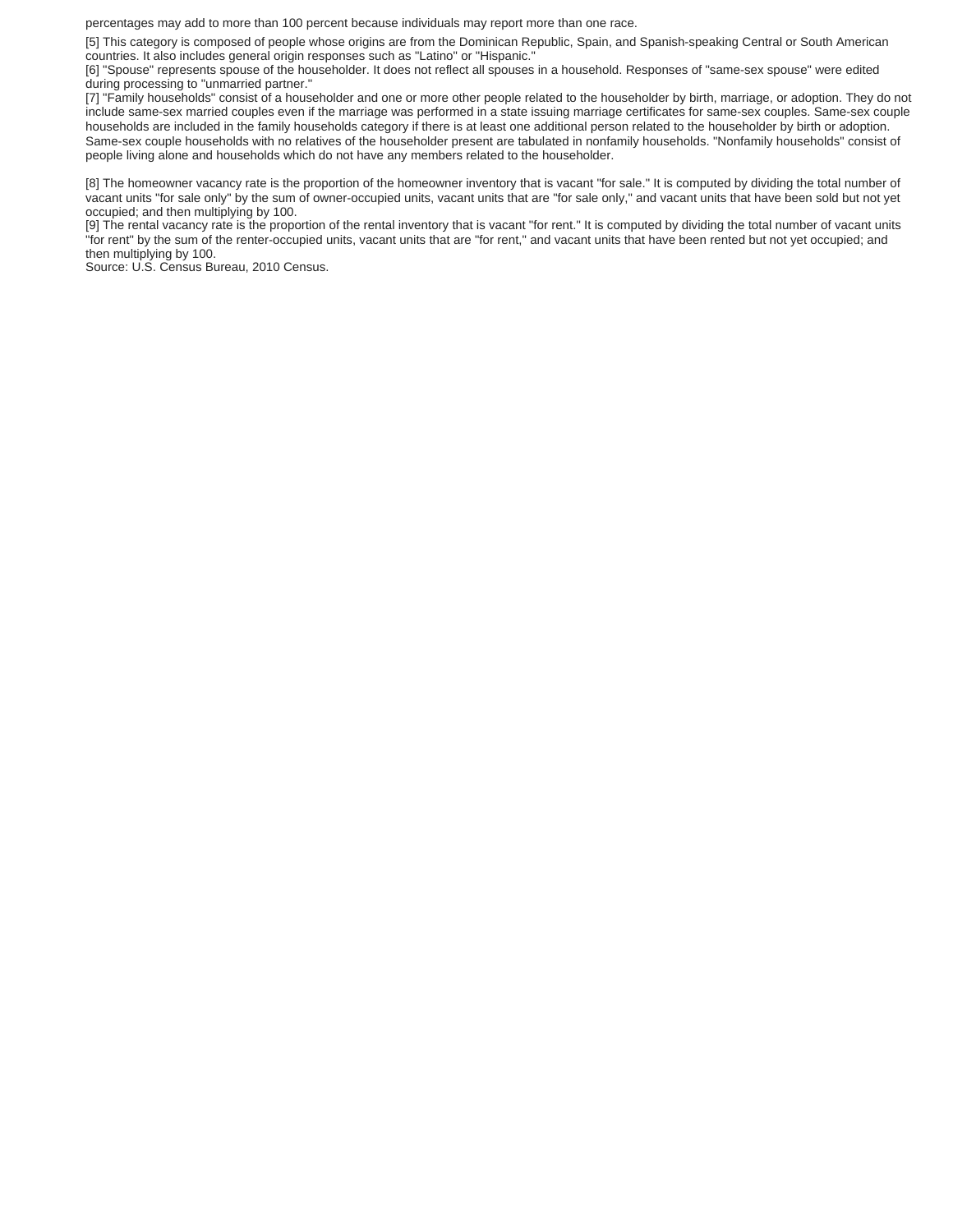percentages may add to more than 100 percent because individuals may report more than one race.

[5] This category is composed of people whose origins are from the Dominican Republic, Spain, and Spanish-speaking Central or South American countries. It also includes general origin responses such as "Latino" or "Hispanic."

[6] "Spouse" represents spouse of the householder. It does not reflect all spouses in a household. Responses of "same-sex spouse" were edited during processing to "unmarried partner."

[7] "Family households" consist of a householder and one or more other people related to the householder by birth, marriage, or adoption. They do not include same-sex married couples even if the marriage was performed in a state issuing marriage certificates for same-sex couples. Same-sex couple households are included in the family households category if there is at least one additional person related to the householder by birth or adoption. Same-sex couple households with no relatives of the householder present are tabulated in nonfamily households. "Nonfamily households" consist of people living alone and households which do not have any members related to the householder.

[8] The homeowner vacancy rate is the proportion of the homeowner inventory that is vacant "for sale." It is computed by dividing the total number of vacant units "for sale only" by the sum of owner-occupied units, vacant units that are "for sale only," and vacant units that have been sold but not yet occupied; and then multiplying by 100.

[9] The rental vacancy rate is the proportion of the rental inventory that is vacant "for rent." It is computed by dividing the total number of vacant units "for rent" by the sum of the renter-occupied units, vacant units that are "for rent," and vacant units that have been rented but not yet occupied; and then multiplying by 100.

Source: U.S. Census Bureau, 2010 Census.